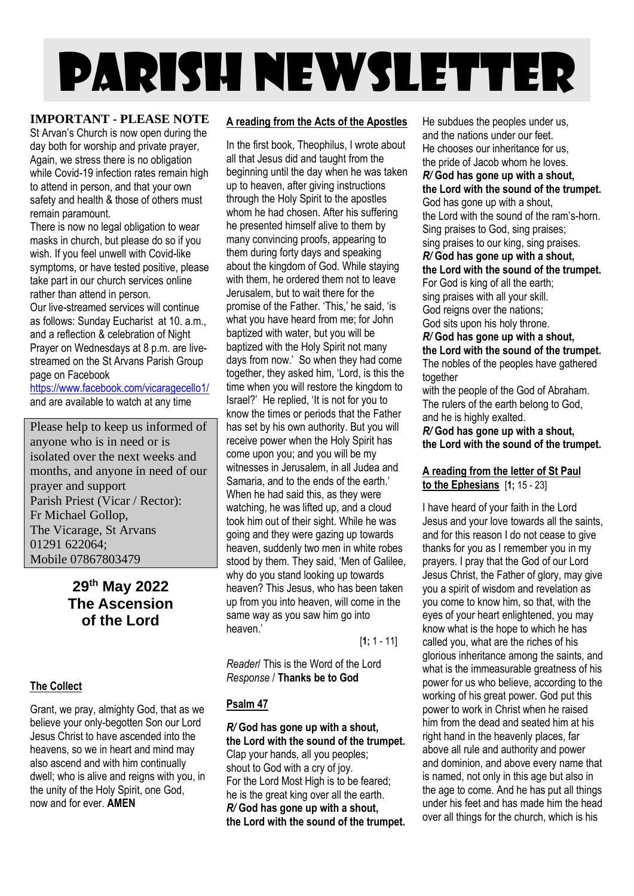# PARISH NEWSLETTER

**IMPORTANT - PLEASE NOTE**

St Arvan's Church is now open during the day both for worship and private prayer, Again, we stress there is no obligation while Covid-19 infection rates remain high to attend in person, and that your own safety and health & those of others must remain paramount.

There is now no legal obligation to wear masks in church, but please do so if you wish. If you feel unwell with Covid-like symptoms, or have tested positive, please take part in our church services online rather than attend in person.

Our live-streamed services will continue as follows: Sunday Eucharist at 10. a.m., and a reflection & celebration of Night Prayer on Wednesdays at 8 p.m. are live-streamed on the St Arvans Parish Group page on Facebook
https://www.facebook.com/vicaragecello1/
and are available to watch at any time

Please help to keep us informed of anyone who is in need or is isolated over the next weeks and months, and anyone in need of our prayer and support
Parish Priest (Vicar / Rector):
Fr Michael Gollop,
The Vicarage, St Arvans
01291 622064;
Mobile 07867803479

## 29th May 2022
## The Ascension of the Lord

**The Collect**

Grant, we pray, almighty God, that as we believe your only-begotten Son our Lord Jesus Christ to have ascended into the heavens, so we in heart and mind may also ascend and with him continually dwell; who is alive and reigns with you, in the unity of the Holy Spirit, one God, now and for ever. **AMEN**

**A reading from the Acts of the Apostles**

In the first book, Theophilus, I wrote about all that Jesus did and taught from the beginning until the day when he was taken up to heaven, after giving instructions through the Holy Spirit to the apostles whom he had chosen. After his suffering he presented himself alive to them by many convincing proofs, appearing to them during forty days and speaking about the kingdom of God. While staying with them, he ordered them not to leave Jerusalem, but to wait there for the promise of the Father. 'This,' he said, 'is what you have heard from me; for John baptized with water, but you will be baptized with the Holy Spirit not many days from now.' So when they had come together, they asked him, 'Lord, is this the time when you will restore the kingdom to Israel?' He replied, 'It is not for you to know the times or periods that the Father has set by his own authority. But you will receive power when the Holy Spirit has come upon you; and you will be my witnesses in Jerusalem, in all Judea and Samaria, and to the ends of the earth.' When he had said this, as they were watching, he was lifted up, and a cloud took him out of their sight. While he was going and they were gazing up towards heaven, suddenly two men in white robes stood by them. They said, 'Men of Galilee, why do you stand looking up towards heaven? This Jesus, who has been taken up from you into heaven, will come in the same way as you saw him go into heaven.'

[**1**; 1 - 11]

*Reader*/ This is the Word of the Lord
*Response* / **Thanks be to God**

**Psalm 47**

***R/* God has gone up with a shout,**
**the Lord with the sound of the trumpet.**
Clap your hands, all you peoples;
shout to God with a cry of joy.
For the Lord Most High is to be feared;
he is the great king over all the earth.
***R/* God has gone up with a shout,**
**the Lord with the sound of the trumpet.**
He subdues the peoples under us,
and the nations under our feet.
He chooses our inheritance for us,
the pride of Jacob whom he loves.
***R/* God has gone up with a shout,**
**the Lord with the sound of the trumpet.**
God has gone up with a shout,
the Lord with the sound of the ram's-horn.
Sing praises to God, sing praises;
sing praises to our king, sing praises.
***R/* God has gone up with a shout,**
**the Lord with the sound of the trumpet.**
For God is king of all the earth;
sing praises with all your skill.
God reigns over the nations;
God sits upon his holy throne.
***R/* God has gone up with a shout,**
**the Lord with the sound of the trumpet.**
The nobles of the peoples have gathered together
with the people of the God of Abraham.
The rulers of the earth belong to God,
and he is highly exalted.
***R/* God has gone up with a shout,**
**the Lord with the sound of the trumpet.**

**A reading from the letter of St Paul to the Ephesians** [**1**; 15 - 23]

I have heard of your faith in the Lord Jesus and your love towards all the saints, and for this reason I do not cease to give thanks for you as I remember you in my prayers. I pray that the God of our Lord Jesus Christ, the Father of glory, may give you a spirit of wisdom and revelation as you come to know him, so that, with the eyes of your heart enlightened, you may know what is the hope to which he has called you, what are the riches of his glorious inheritance among the saints, and what is the immeasurable greatness of his power for us who believe, according to the working of his great power. God put this power to work in Christ when he raised him from the dead and seated him at his right hand in the heavenly places, far above all rule and authority and power and dominion, and above every name that is named, not only in this age but also in the age to come. And he has put all things under his feet and has made him the head over all things for the church, which is his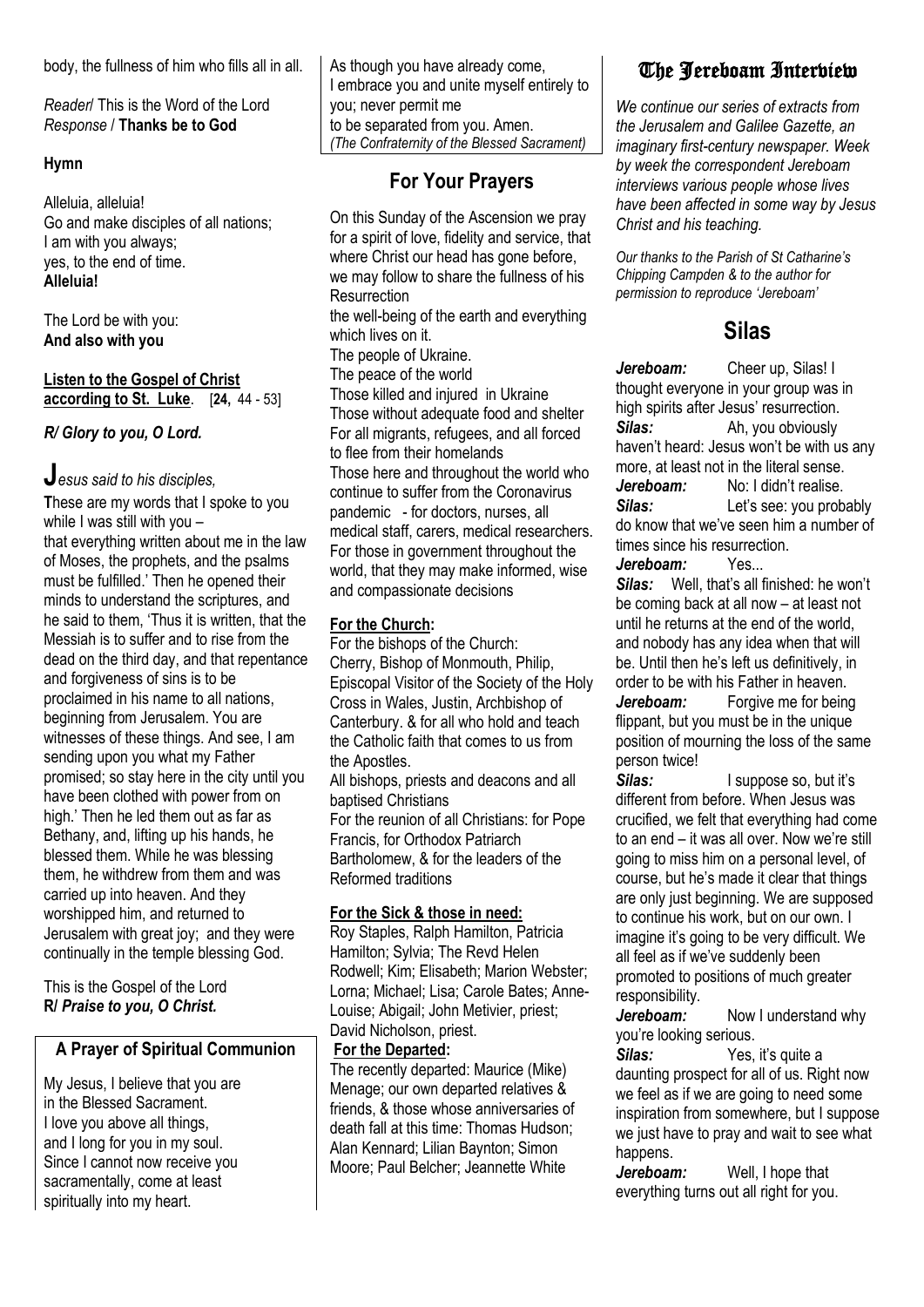body, the fullness of him who fills all in all.

*Reader*/ This is the Word of the Lord
*Response* / **Thanks be to God**

**Hymn**

Alleluia, alleluia!
Go and make disciples of all nations;
I am with you always;
yes, to the end of time.
**Alleluia!**

The Lord be with you:
**And also with you**

**Listen to the Gospel of Christ according to St. Luke**. [**24,** 44 - 53]

***R/ Glory to you, O Lord.***

**J***esus said to his disciples,*
**T**hese are my words that I spoke to you while I was still with you – that everything written about me in the law of Moses, the prophets, and the psalms must be fulfilled.' Then he opened their minds to understand the scriptures, and he said to them, 'Thus it is written, that the Messiah is to suffer and to rise from the dead on the third day, and that repentance and forgiveness of sins is to be proclaimed in his name to all nations, beginning from Jerusalem. You are witnesses of these things. And see, I am sending upon you what my Father promised; so stay here in the city until you have been clothed with power from on high.' Then he led them out as far as Bethany, and, lifting up his hands, he blessed them. While he was blessing them, he withdrew from them and was carried up into heaven. And they worshipped him, and returned to Jerusalem with great joy; and they were continually in the temple blessing God.

This is the Gospel of the Lord
**R/ *Praise to you, O Christ.***

## A Prayer of Spiritual Communion

My Jesus, I believe that you are
in the Blessed Sacrament.
I love you above all things,
and I long for you in my soul.
Since I cannot now receive you
sacramentally, come at least
spiritually into my heart.
As though you have already come,
I embrace you and unite myself entirely to you; never permit me
to be separated from you. Amen.
*(The Confraternity of the Blessed Sacrament)*

## For Your Prayers

On this Sunday of the Ascension we pray for a spirit of love, fidelity and service, that where Christ our head has gone before, we may follow to share the fullness of his Resurrection
the well-being of the earth and everything which lives on it.
The people of Ukraine.
The peace of the world
Those killed and injured in Ukraine
Those without adequate food and shelter
For all migrants, refugees, and all forced to flee from their homelands
Those here and throughout the world who continue to suffer from the Coronavirus pandemic - for doctors, nurses, all medical staff, carers, medical researchers.
For those in government throughout the world, that they may make informed, wise and compassionate decisions

**For the Church:**
For the bishops of the Church:
Cherry, Bishop of Monmouth, Philip, Episcopal Visitor of the Society of the Holy Cross in Wales, Justin, Archbishop of Canterbury. & for all who hold and teach the Catholic faith that comes to us from the Apostles.
All bishops, priests and deacons and all baptised Christians
For the reunion of all Christians: for Pope Francis, for Orthodox Patriarch Bartholomew, & for the leaders of the Reformed traditions

**For the Sick & those in need:**
Roy Staples, Ralph Hamilton, Patricia Hamilton; Sylvia; The Revd Helen Rodwell; Kim; Elisabeth; Marion Webster; Lorna; Michael; Lisa; Carole Bates; Anne-Louise; Abigail; John Metivier, priest; David Nicholson, priest.

**For the Departed:**
The recently departed: Maurice (Mike) Menage; our own departed relatives & friends, & those whose anniversaries of death fall at this time: Thomas Hudson; Alan Kennard; Lilian Baynton; Simon Moore; Paul Belcher; Jeannette White

# The Jereboam Interview

*We continue our series of extracts from the Jerusalem and Galilee Gazette, an imaginary first-century newspaper. Week by week the correspondent Jereboam interviews various people whose lives have been affected in some way by Jesus Christ and his teaching.*

*Our thanks to the Parish of St Catharine's Chipping Campden & to the author for permission to reproduce 'Jereboam'*

## Silas

***Jereboam:*** Cheer up, Silas! I thought everyone in your group was in high spirits after Jesus' resurrection.

***Silas:*** Ah, you obviously haven't heard: Jesus won't be with us any more, at least not in the literal sense.

***Jereboam:*** No: I didn't realise.

***Silas:*** Let's see: you probably do know that we've seen him a number of times since his resurrection.

***Jereboam:*** Yes...

***Silas:*** Well, that's all finished: he won't be coming back at all now – at least not until he returns at the end of the world, and nobody has any idea when that will be. Until then he's left us definitively, in order to be with his Father in heaven.

***Jereboam:*** Forgive me for being flippant, but you must be in the unique position of mourning the loss of the same person twice!

***Silas:*** I suppose so, but it's different from before. When Jesus was crucified, we felt that everything had come to an end – it was all over. Now we're still going to miss him on a personal level, of course, but he's made it clear that things are only just beginning. We are supposed to continue his work, but on our own. I imagine it's going to be very difficult. We all feel as if we've suddenly been promoted to positions of much greater responsibility.

***Jereboam:*** Now I understand why you're looking serious.

***Silas:*** Yes, it's quite a daunting prospect for all of us. Right now we feel as if we are going to need some inspiration from somewhere, but I suppose we just have to pray and wait to see what happens.

***Jereboam:*** Well, I hope that everything turns out all right for you.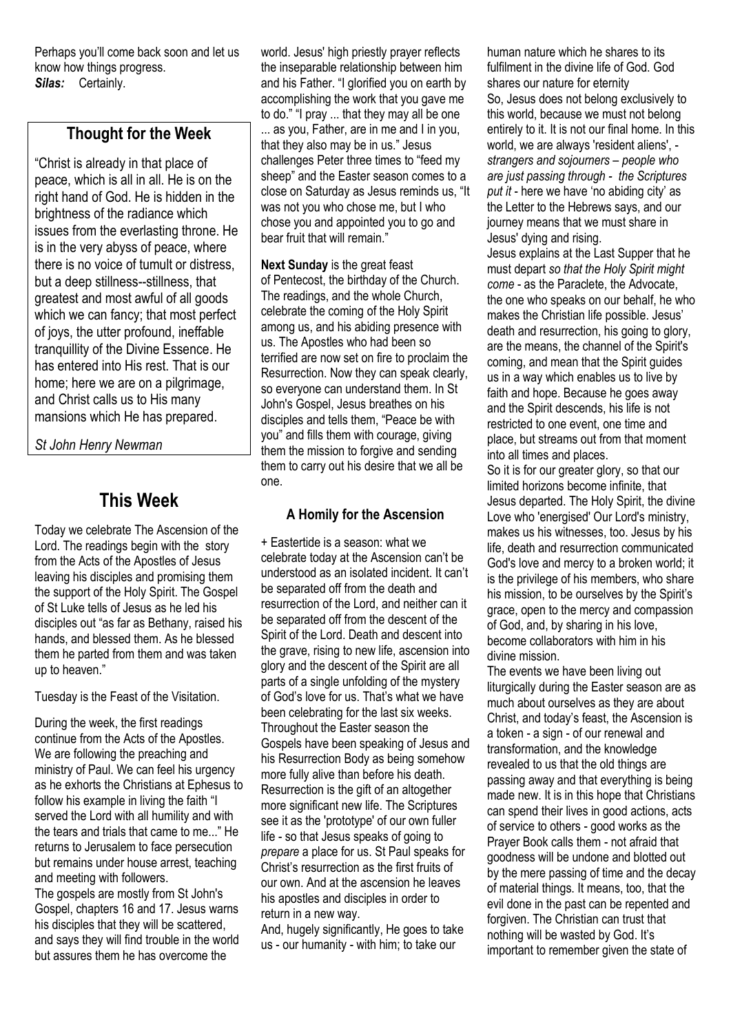Perhaps you'll come back soon and let us know how things progress.
***Silas:*** Certainly.

## Thought for the Week

"Christ is already in that place of peace, which is all in all. He is on the right hand of God. He is hidden in the brightness of the radiance which issues from the everlasting throne. He is in the very abyss of peace, where there is no voice of tumult or distress, but a deep stillness--stillness, that greatest and most awful of all goods which we can fancy; that most perfect of joys, the utter profound, ineffable tranquillity of the Divine Essence. He has entered into His rest. That is our home; here we are on a pilgrimage, and Christ calls us to His many mansions which He has prepared.

*St John Henry Newman*

# This Week

Today we celebrate The Ascension of the Lord. The readings begin with the story from the Acts of the Apostles of Jesus leaving his disciples and promising them the support of the Holy Spirit. The Gospel of St Luke tells of Jesus as he led his disciples out "as far as Bethany, raised his hands, and blessed them. As he blessed them he parted from them and was taken up to heaven."

Tuesday is the Feast of the Visitation.

During the week, the first readings continue from the Acts of the Apostles. We are following the preaching and ministry of Paul. We can feel his urgency as he exhorts the Christians at Ephesus to follow his example in living the faith "I served the Lord with all humility and with the tears and trials that came to me..." He returns to Jerusalem to face persecution but remains under house arrest, teaching and meeting with followers.

The gospels are mostly from St John's Gospel, chapters 16 and 17. Jesus warns his disciples that they will be scattered, and says they will find trouble in the world but assures them he has overcome the world. Jesus' high priestly prayer reflects the inseparable relationship between him and his Father. "I glorified you on earth by accomplishing the work that you gave me to do." "I pray ... that they may all be one ... as you, Father, are in me and I in you, that they also may be in us." Jesus challenges Peter three times to "feed my sheep" and the Easter season comes to a close on Saturday as Jesus reminds us, "It was not you who chose me, but I who chose you and appointed you to go and bear fruit that will remain."

**Next Sunday** is the great feast of Pentecost, the birthday of the Church. The readings, and the whole Church, celebrate the coming of the Holy Spirit among us, and his abiding presence with us. The Apostles who had been so terrified are now set on fire to proclaim the Resurrection. Now they can speak clearly, so everyone can understand them. In St John's Gospel, Jesus breathes on his disciples and tells them, "Peace be with you" and fills them with courage, giving them the mission to forgive and sending them to carry out his desire that we all be one.

### A Homily for the Ascension

+ Eastertide is a season: what we celebrate today at the Ascension can't be understood as an isolated incident. It can't be separated off from the death and resurrection of the Lord, and neither can it be separated off from the descent of the Spirit of the Lord. Death and descent into the grave, rising to new life, ascension into glory and the descent of the Spirit are all parts of a single unfolding of the mystery of God's love for us. That's what we have been celebrating for the last six weeks. Throughout the Easter season the Gospels have been speaking of Jesus and his Resurrection Body as being somehow more fully alive than before his death. Resurrection is the gift of an altogether more significant new life. The Scriptures see it as the 'prototype' of our own fuller life - so that Jesus speaks of going to *prepare* a place for us. St Paul speaks for Christ's resurrection as the first fruits of our own. And at the ascension he leaves his apostles and disciples in order to return in a new way.

And, hugely significantly, He goes to take us - our humanity - with him; to take our human nature which he shares to its fulfilment in the divine life of God. God shares our nature for eternity

So, Jesus does not belong exclusively to this world, because we must not belong entirely to it. It is not our final home. In this world, we are always 'resident aliens', - *strangers and sojourners – people who are just passing through* - *the Scriptures put it* - here we have 'no abiding city' as the Letter to the Hebrews says, and our journey means that we must share in Jesus' dying and rising.

Jesus explains at the Last Supper that he must depart *so that the Holy Spirit might come* - as the Paraclete, the Advocate, the one who speaks on our behalf, he who makes the Christian life possible. Jesus' death and resurrection, his going to glory, are the means, the channel of the Spirit's coming, and mean that the Spirit guides us in a way which enables us to live by faith and hope. Because he goes away and the Spirit descends, his life is not restricted to one event, one time and place, but streams out from that moment into all times and places.

So it is for our greater glory, so that our limited horizons become infinite, that Jesus departed. The Holy Spirit, the divine Love who 'energised' Our Lord's ministry, makes us his witnesses, too. Jesus by his life, death and resurrection communicated God's love and mercy to a broken world; it is the privilege of his members, who share his mission, to be ourselves by the Spirit's grace, open to the mercy and compassion of God, and, by sharing in his love, become collaborators with him in his divine mission.

The events we have been living out liturgically during the Easter season are as much about ourselves as they are about Christ, and today's feast, the Ascension is a token - a sign - of our renewal and transformation, and the knowledge revealed to us that the old things are passing away and that everything is being made new. It is in this hope that Christians can spend their lives in good actions, acts of service to others - good works as the Prayer Book calls them - not afraid that goodness will be undone and blotted out by the mere passing of time and the decay of material things. It means, too, that the evil done in the past can be repented and forgiven. The Christian can trust that nothing will be wasted by God. It's important to remember given the state of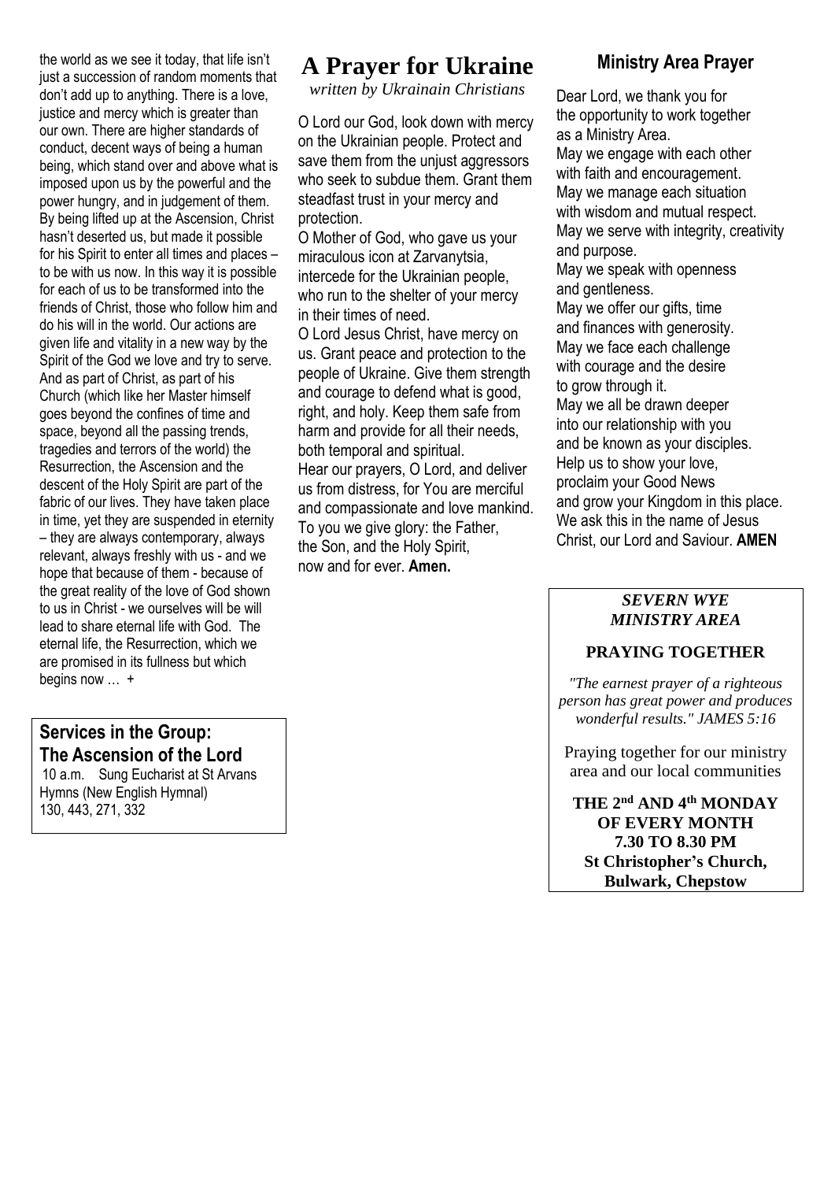the world as we see it today, that life isn't just a succession of random moments that don't add up to anything. There is a love, justice and mercy which is greater than our own. There are higher standards of conduct, decent ways of being a human being, which stand over and above what is imposed upon us by the powerful and the power hungry, and in judgement of them. By being lifted up at the Ascension, Christ hasn't deserted us, but made it possible for his Spirit to enter all times and places – to be with us now. In this way it is possible for each of us to be transformed into the friends of Christ, those who follow him and do his will in the world. Our actions are given life and vitality in a new way by the Spirit of the God we love and try to serve. And as part of Christ, as part of his Church (which like her Master himself goes beyond the confines of time and space, beyond all the passing trends, tragedies and terrors of the world) the Resurrection, the Ascension and the descent of the Holy Spirit are part of the fabric of our lives. They have taken place in time, yet they are suspended in eternity – they are always contemporary, always relevant, always freshly with us - and we hope that because of them - because of the great reality of the love of God shown to us in Christ - we ourselves will be will lead to share eternal life with God. The eternal life, the Resurrection, which we are promised in its fullness but which begins now … +

**Services in the Group:**
**The Ascension of the Lord**

10 a.m. Sung Eucharist at St Arvans
Hymns (New English Hymnal)
130, 443, 271, 332

# A Prayer for Ukraine

*written by Ukrainain Christians*

O Lord our God, look down with mercy on the Ukrainian people. Protect and save them from the unjust aggressors who seek to subdue them. Grant them steadfast trust in your mercy and protection.
O Mother of God, who gave us your miraculous icon at Zarvanytsia, intercede for the Ukrainian people, who run to the shelter of your mercy in their times of need.
O Lord Jesus Christ, have mercy on us. Grant peace and protection to the people of Ukraine. Give them strength and courage to defend what is good, right, and holy. Keep them safe from harm and provide for all their needs, both temporal and spiritual.
Hear our prayers, O Lord, and deliver us from distress, for You are merciful and compassionate and love mankind. To you we give glory: the Father, the Son, and the Holy Spirit, now and for ever. **Amen.**

## Ministry Area Prayer

Dear Lord, we thank you for
the opportunity to work together
as a Ministry Area.
May we engage with each other
with faith and encouragement.
May we manage each situation
with wisdom and mutual respect.
May we serve with integrity, creativity and purpose.
May we speak with openness
and gentleness.
May we offer our gifts, time
and finances with generosity.
May we face each challenge
with courage and the desire
to grow through it.
May we all be drawn deeper
into our relationship with you
and be known as your disciples.
Help us to show your love,
proclaim your Good News
and grow your Kingdom in this place.
We ask this in the name of Jesus Christ, our Lord and Saviour. **AMEN**

***SEVERN WYE MINISTRY AREA***

**PRAYING TOGETHER**

*"The earnest prayer of a righteous person has great power and produces wonderful results." JAMES 5:16*

Praying together for our ministry area and our local communities

**THE 2nd AND 4th MONDAY OF EVERY MONTH**
**7.30 TO 8.30 PM**
**St Christopher's Church, Bulwark, Chepstow**